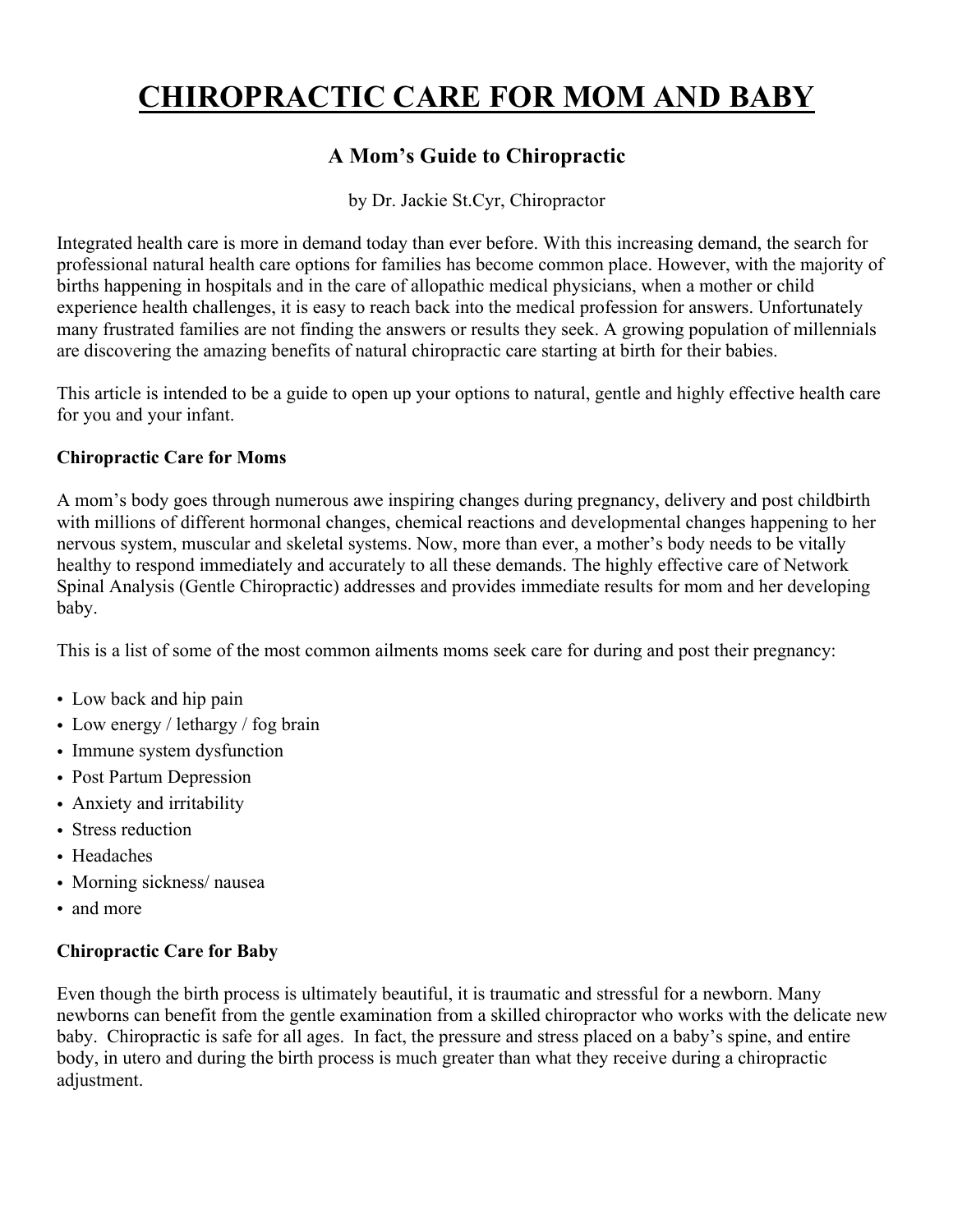# CHIROPRACTIC CARE FOR MOM AND BABY

## A Mom's Guide to Chiropractic

by Dr. Jackie St.Cyr, Chiropractor

Integrated health care is more in demand today than ever before. With this increasing demand, the search for professional natural health care options for families has become common place. However, with the majority of births happening in hospitals and in the care of allopathic medical physicians, when a mother or child experience health challenges, it is easy to reach back into the medical profession for answers. Unfortunately many frustrated families are not finding the answers or results they seek. A growing population of millennials are discovering the amazing benefits of natural chiropractic care starting at birth for their babies.

This article is intended to be a guide to open up your options to natural, gentle and highly effective health care for you and your infant.

**Chiropractic Care for Moms**

A mom's body goes through numerous awe inspiring changes during pregnancy, delivery and post childbirth with millions of different hormonal changes, chemical reactions and developmental changes happening to her nervous system, muscular and skeletal systems. Now, more than ever, a mother's body needs to be vitally healthy to respond immediately and accurately to all these demands. The highly effective care of Network Spinal Analysis (Gentle Chiropractic) addresses and provides immediate results for mom and her developing baby.

This is a list of some of the most common ailments moms seek care for during and post their pregnancy:

- Low back and hip pain
- Low energy / lethargy / fog brain
- Immune system dysfunction
- Post Partum Depression
- Anxiety and irritability
- Stress reduction
- Headaches
- Morning sickness/ nausea
- and more

**Chiropractic Care for Baby**

Even though the birth process is ultimately beautiful, it is traumatic and stressful for a newborn. Many newborns can benefit from the gentle examination from a skilled chiropractor who works with the delicate new baby. Chiropractic is safe for all ages. In fact, the pressure and stress placed on a baby's spine, and entire body, in utero and during the birth process is much greater than what they receive during a chiropractic adjustment.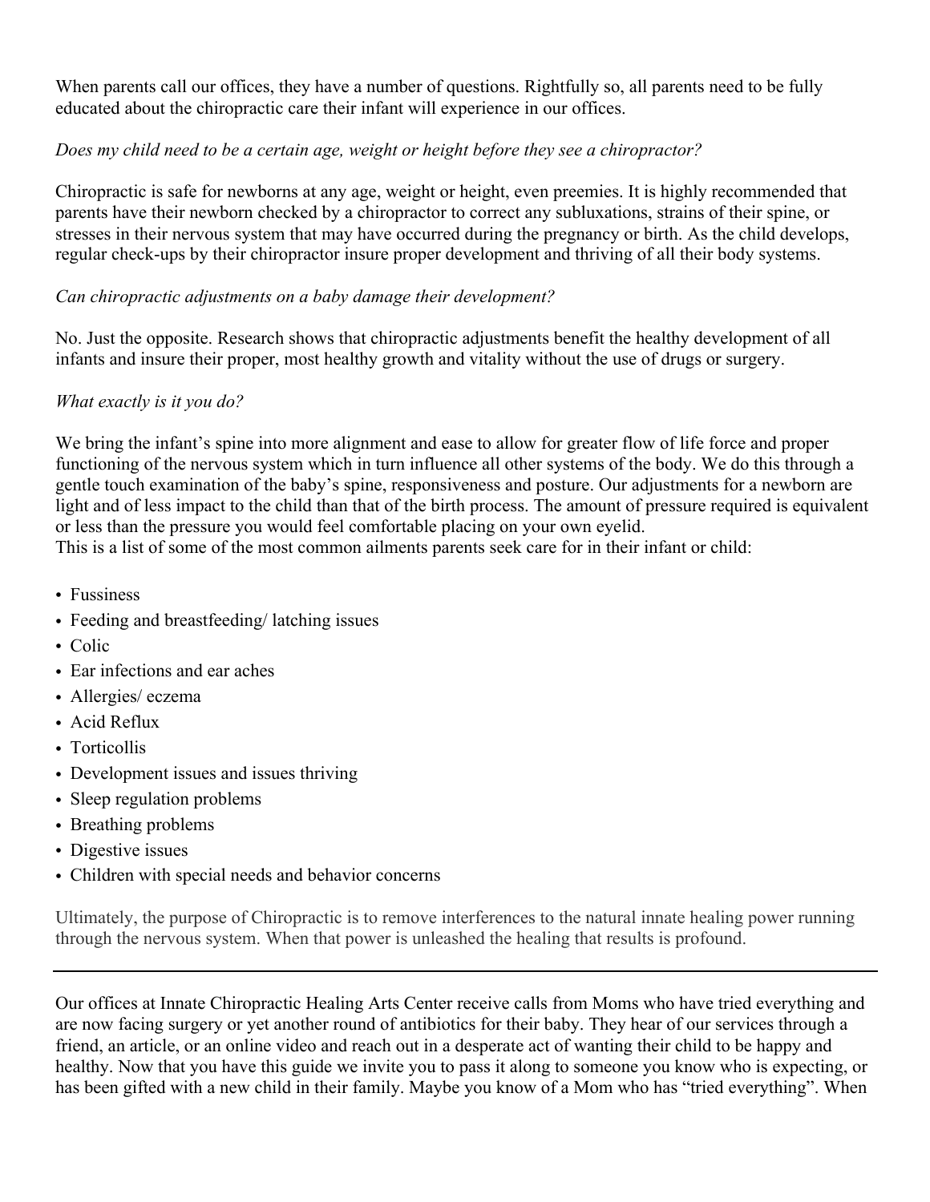When parents call our offices, they have a number of questions. Rightfully so, all parents need to be fully educated about the chiropractic care their infant will experience in our offices.

*Does my child need to be a certain age, weight or height before they see a chiropractor?*

Chiropractic is safe for newborns at any age, weight or height, even preemies. It is highly recommended that parents have their newborn checked by a chiropractor to correct any subluxations, strains of their spine, or stresses in their nervous system that may have occurred during the pregnancy or birth. As the child develops, regular check-ups by their chiropractor insure proper development and thriving of all their body systems.

*Can chiropractic adjustments on a baby damage their development?*

No. Just the opposite. Research shows that chiropractic adjustments benefit the healthy development of all infants and insure their proper, most healthy growth and vitality without the use of drugs or surgery.

*What exactly is it you do?*

We bring the infant's spine into more alignment and ease to allow for greater flow of life force and proper functioning of the nervous system which in turn influence all other systems of the body. We do this through a gentle touch examination of the baby's spine, responsiveness and posture. Our adjustments for a newborn are light and of less impact to the child than that of the birth process. The amount of pressure required is equivalent or less than the pressure you would feel comfortable placing on your own eyelid.
This is a list of some of the most common ailments parents seek care for in their infant or child:

- Fussiness
- Feeding and breastfeeding/ latching issues
- Colic
- Ear infections and ear aches
- Allergies/ eczema
- Acid Reflux
- Torticollis
- Development issues and issues thriving
- Sleep regulation problems
- Breathing problems
- Digestive issues
- Children with special needs and behavior concerns

Ultimately, the purpose of Chiropractic is to remove interferences to the natural innate healing power running through the nervous system. When that power is unleashed the healing that results is profound.

---

Our offices at Innate Chiropractic Healing Arts Center receive calls from Moms who have tried everything and are now facing surgery or yet another round of antibiotics for their baby. They hear of our services through a friend, an article, or an online video and reach out in a desperate act of wanting their child to be happy and healthy. Now that you have this guide we invite you to pass it along to someone you know who is expecting, or has been gifted with a new child in their family. Maybe you know of a Mom who has "tried everything". When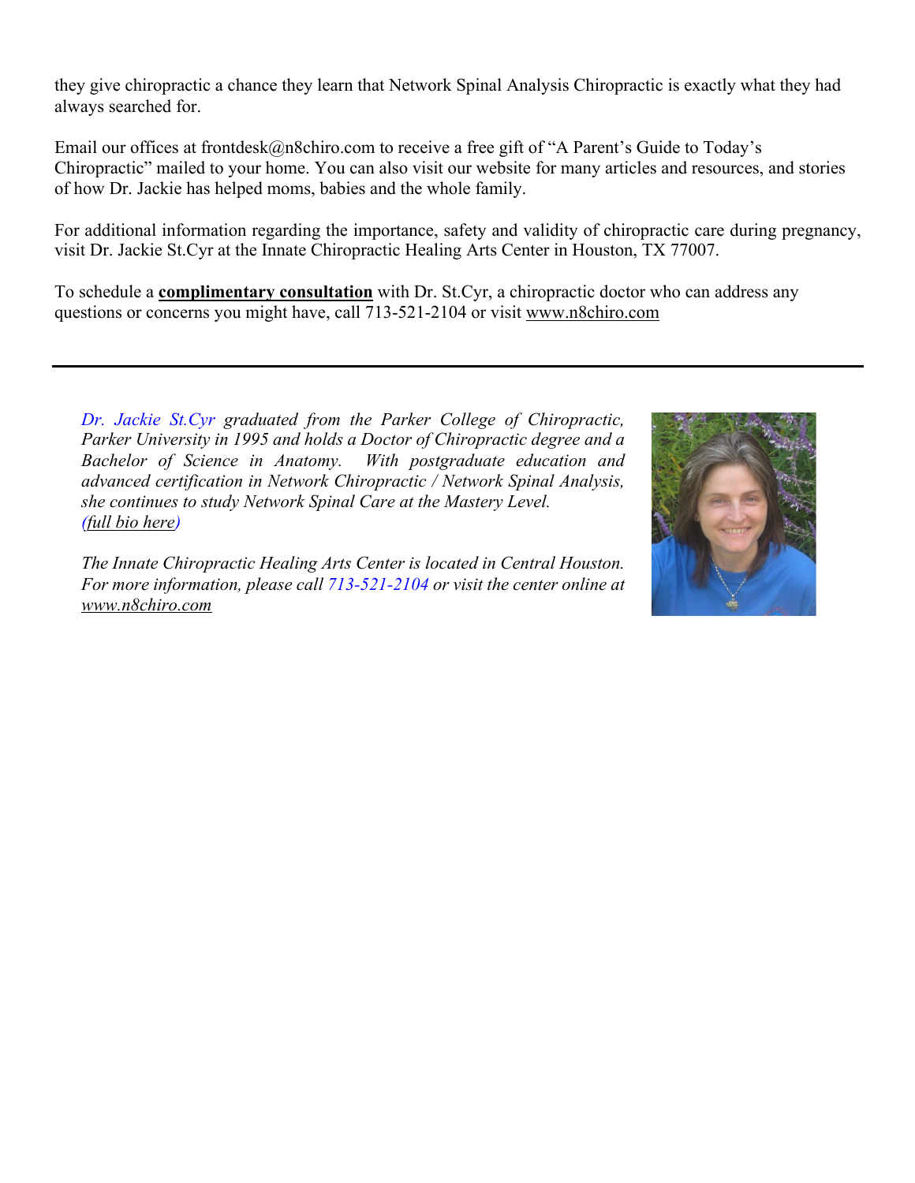they give chiropractic a chance they learn that Network Spinal Analysis Chiropractic is exactly what they had always searched for.

Email our offices at frontdesk@n8chiro.com to receive a free gift of "A Parent's Guide to Today's Chiropractic" mailed to your home. You can also visit our website for many articles and resources, and stories of how Dr. Jackie has helped moms, babies and the whole family.

For additional information regarding the importance, safety and validity of chiropractic care during pregnancy, visit Dr. Jackie St.Cyr at the Innate Chiropractic Healing Arts Center in Houston, TX 77007.

To schedule a **complimentary consultation** with Dr. St.Cyr, a chiropractic doctor who can address any questions or concerns you might have, call 713-521-2104 or visit www.n8chiro.com

---

*Dr. Jackie St.Cyr graduated from the Parker College of Chiropractic, Parker University in 1995 and holds a Doctor of Chiropractic degree and a Bachelor of Science in Anatomy. With postgraduate education and advanced certification in Network Chiropractic / Network Spinal Analysis, she continues to study Network Spinal Care at the Mastery Level.*
*(full bio here)*

*The Innate Chiropractic Healing Arts Center is located in Central Houston. For more information, please call 713-521-2104 or visit the center online at www.n8chiro.com*